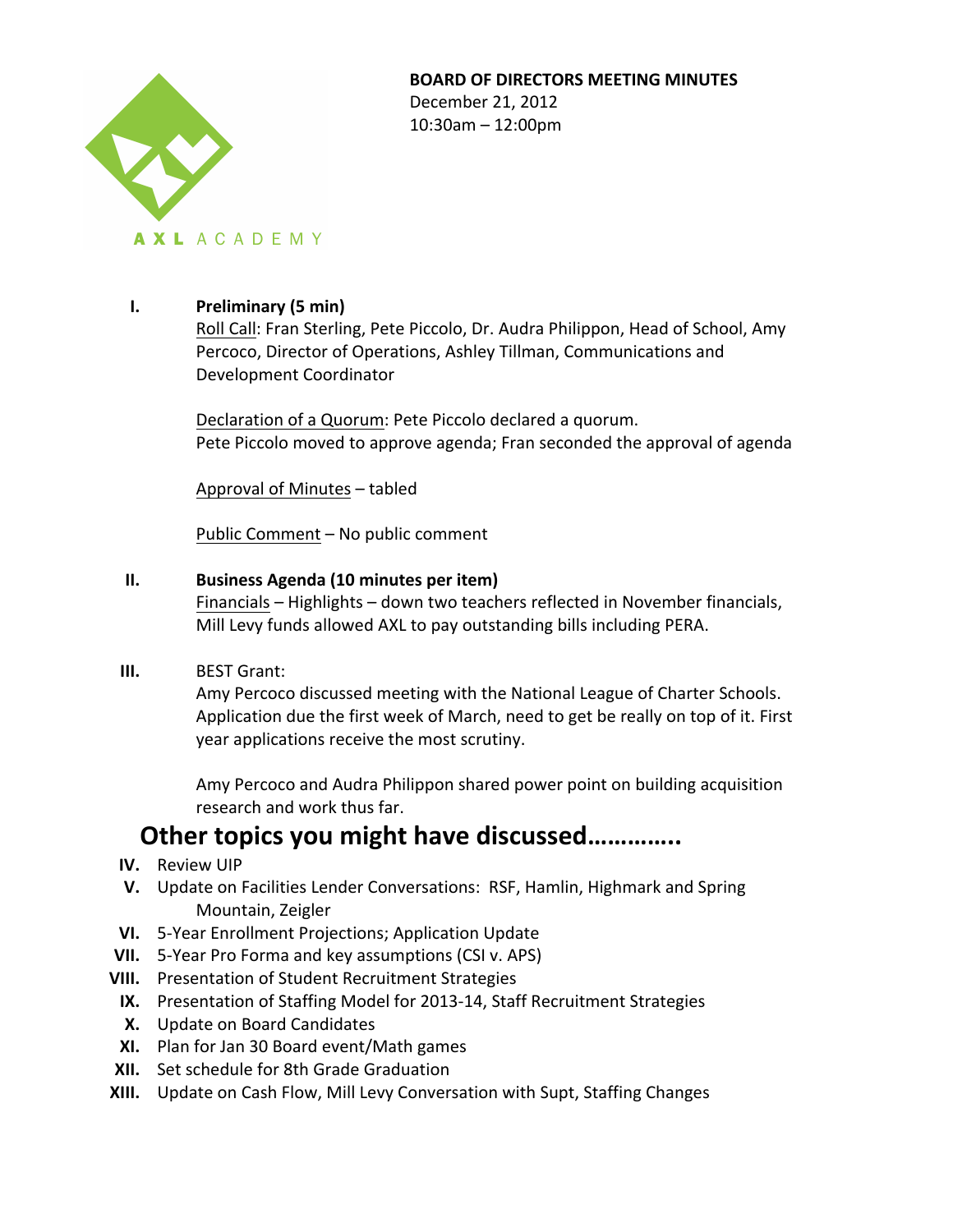AXL ACADEMY

**BOARD OF DIRECTORS MEETING MINUTES**
December 21, 2012
10:30am – 12:00pm

**I. Preliminary (5 min)**

Roll Call: Fran Sterling, Pete Piccolo, Dr. Audra Philippon, Head of School, Amy Percoco, Director of Operations, Ashley Tillman, Communications and Development Coordinator

Declaration of a Quorum: Pete Piccolo declared a quorum.
Pete Piccolo moved to approve agenda; Fran seconded the approval of agenda

Approval of Minutes – tabled

Public Comment – No public comment

**II. Business Agenda (10 minutes per item)**

Financials – Highlights – down two teachers reflected in November financials, Mill Levy funds allowed AXL to pay outstanding bills including PERA.

**III.** BEST Grant:

Amy Percoco discussed meeting with the National League of Charter Schools. Application due the first week of March, need to get be really on top of it. First year applications receive the most scrutiny.

Amy Percoco and Audra Philippon shared power point on building acquisition research and work thus far.

## Other topics you might have discussed………….

- **IV.** Review UIP
- **V.** Update on Facilities Lender Conversations: RSF, Hamlin, Highmark and Spring Mountain, Zeigler
- **VI.** 5-Year Enrollment Projections; Application Update
- **VII.** 5-Year Pro Forma and key assumptions (CSI v. APS)
- **VIII.** Presentation of Student Recruitment Strategies
- **IX.** Presentation of Staffing Model for 2013-14, Staff Recruitment Strategies
- **X.** Update on Board Candidates
- **XI.** Plan for Jan 30 Board event/Math games
- **XII.** Set schedule for 8th Grade Graduation
- **XIII.** Update on Cash Flow, Mill Levy Conversation with Supt, Staffing Changes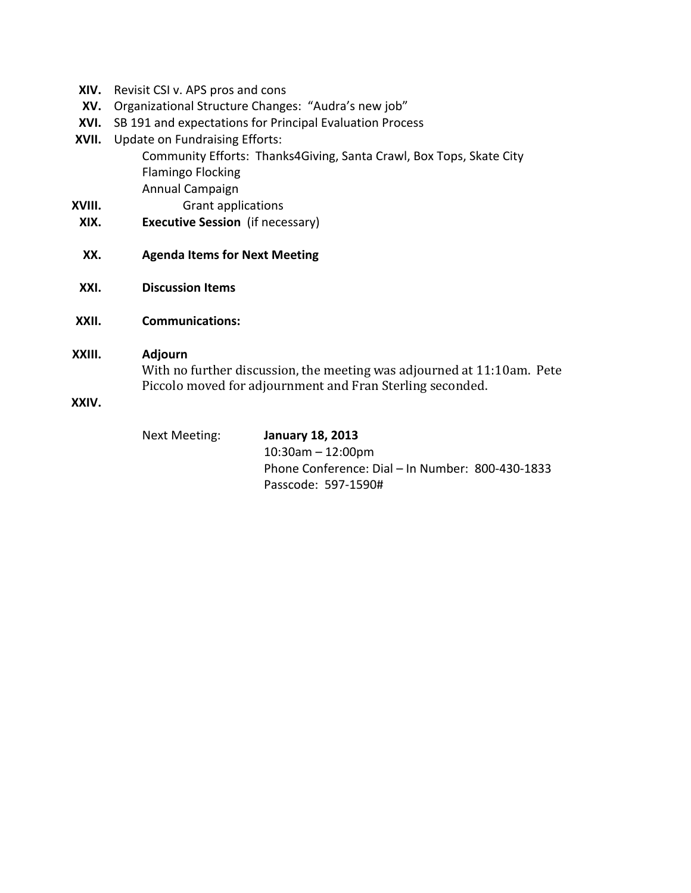**XIV.** Revisit CSI v. APS pros and cons

**XV.** Organizational Structure Changes: "Audra's new job"

**XVI.** SB 191 and expectations for Principal Evaluation Process

**XVII.** Update on Fundraising Efforts:

Community Efforts: Thanks4Giving, Santa Crawl, Box Tops, Skate City
Flamingo Flocking
Annual Campaign

**XVIII.** Grant applications

**XIX.** **Executive Session** (if necessary)

**XX.** **Agenda Items for Next Meeting**

**XXI.** **Discussion Items**

**XXII.** **Communications:**

**XXIII.** **Adjourn**

With no further discussion, the meeting was adjourned at 11:10am. Pete Piccolo moved for adjournment and Fran Sterling seconded.

**XXIV.**

Next Meeting: **January 18, 2013**
10:30am – 12:00pm
Phone Conference: Dial – In Number: 800-430-1833
Passcode: 597-1590#